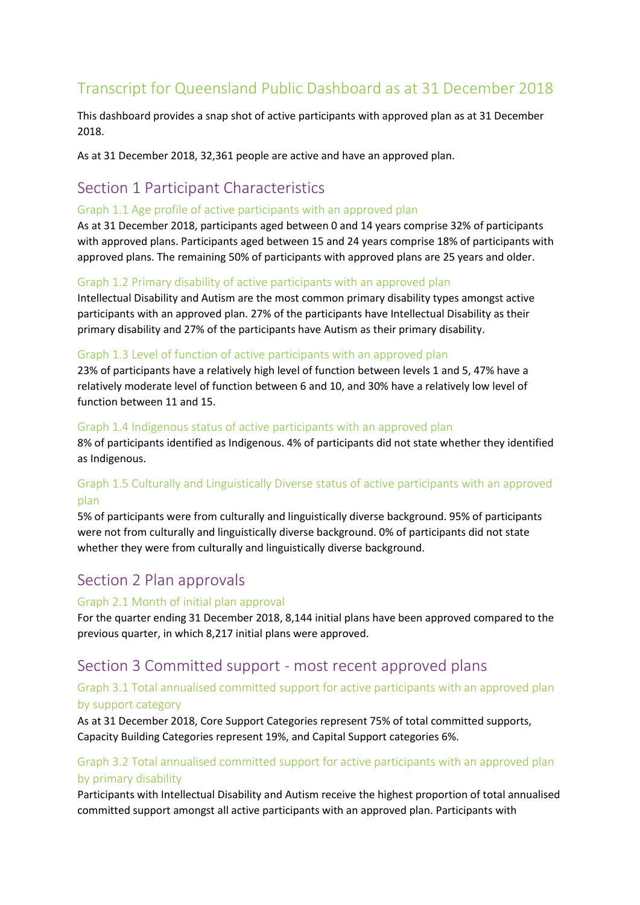# Transcript for Queensland Public Dashboard as at 31 December 2018

This dashboard provides a snap shot of active participants with approved plan as at 31 December 2018.

As at 31 December 2018, 32,361 people are active and have an approved plan.

## Section 1 Participant Characteristics

### Graph 1.1 Age profile of active participants with an approved plan

As at 31 December 2018, participants aged between 0 and 14 years comprise 32% of participants with approved plans. Participants aged between 15 and 24 years comprise 18% of participants with approved plans. The remaining 50% of participants with approved plans are 25 years and older.

### Graph 1.2 Primary disability of active participants with an approved plan

Intellectual Disability and Autism are the most common primary disability types amongst active participants with an approved plan. 27% of the participants have Intellectual Disability as their primary disability and 27% of the participants have Autism as their primary disability.

### Graph 1.3 Level of function of active participants with an approved plan

23% of participants have a relatively high level of function between levels 1 and 5, 47% have a relatively moderate level of function between 6 and 10, and 30% have a relatively low level of function between 11 and 15.

### Graph 1.4 Indigenous status of active participants with an approved plan

8% of participants identified as Indigenous. 4% of participants did not state whether they identified as Indigenous.

### Graph 1.5 Culturally and Linguistically Diverse status of active participants with an approved plan

5% of participants were from culturally and linguistically diverse background. 95% of participants were not from culturally and linguistically diverse background. 0% of participants did not state whether they were from culturally and linguistically diverse background.

## Section 2 Plan approvals

### Graph 2.1 Month of initial plan approval

For the quarter ending 31 December 2018, 8,144 initial plans have been approved compared to the previous quarter, in which 8,217 initial plans were approved.

## Section 3 Committed support - most recent approved plans

### Graph 3.1 Total annualised committed support for active participants with an approved plan by support category

As at 31 December 2018, Core Support Categories represent 75% of total committed supports, Capacity Building Categories represent 19%, and Capital Support categories 6%.

### Graph 3.2 Total annualised committed support for active participants with an approved plan by primary disability

Participants with Intellectual Disability and Autism receive the highest proportion of total annualised committed support amongst all active participants with an approved plan. Participants with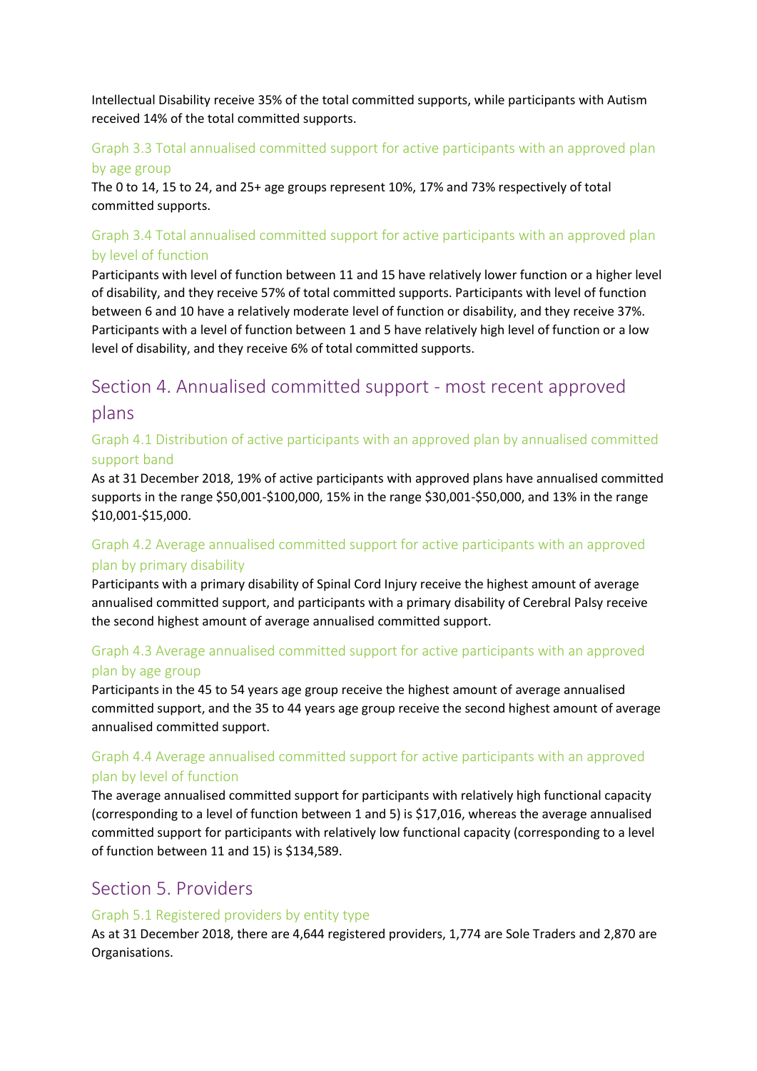Intellectual Disability receive 35% of the total committed supports, while participants with Autism received 14% of the total committed supports.

### Graph 3.3 Total annualised committed support for active participants with an approved plan by age group

The 0 to 14, 15 to 24, and 25+ age groups represent 10%, 17% and 73% respectively of total committed supports.

### Graph 3.4 Total annualised committed support for active participants with an approved plan by level of function

Participants with level of function between 11 and 15 have relatively lower function or a higher level of disability, and they receive 57% of total committed supports. Participants with level of function between 6 and 10 have a relatively moderate level of function or disability, and they receive 37%. Participants with a level of function between 1 and 5 have relatively high level of function or a low level of disability, and they receive 6% of total committed supports.

## Section 4. Annualised committed support - most recent approved plans

### Graph 4.1 Distribution of active participants with an approved plan by annualised committed support band

As at 31 December 2018, 19% of active participants with approved plans have annualised committed supports in the range $50,001-$100,000, 15% in the range $30,001-$50,000, and 13% in the range $10,001-$15,000.

### Graph 4.2 Average annualised committed support for active participants with an approved plan by primary disability

Participants with a primary disability of Spinal Cord Injury receive the highest amount of average annualised committed support, and participants with a primary disability of Cerebral Palsy receive the second highest amount of average annualised committed support.

### Graph 4.3 Average annualised committed support for active participants with an approved plan by age group

Participants in the 45 to 54 years age group receive the highest amount of average annualised committed support, and the 35 to 44 years age group receive the second highest amount of average annualised committed support.

### Graph 4.4 Average annualised committed support for active participants with an approved plan by level of function

The average annualised committed support for participants with relatively high functional capacity (corresponding to a level of function between 1 and 5) is $17,016, whereas the average annualised committed support for participants with relatively low functional capacity (corresponding to a level of function between 11 and 15) is $134,589.

## Section 5. Providers

### Graph 5.1 Registered providers by entity type

As at 31 December 2018, there are 4,644 registered providers, 1,774 are Sole Traders and 2,870 are Organisations.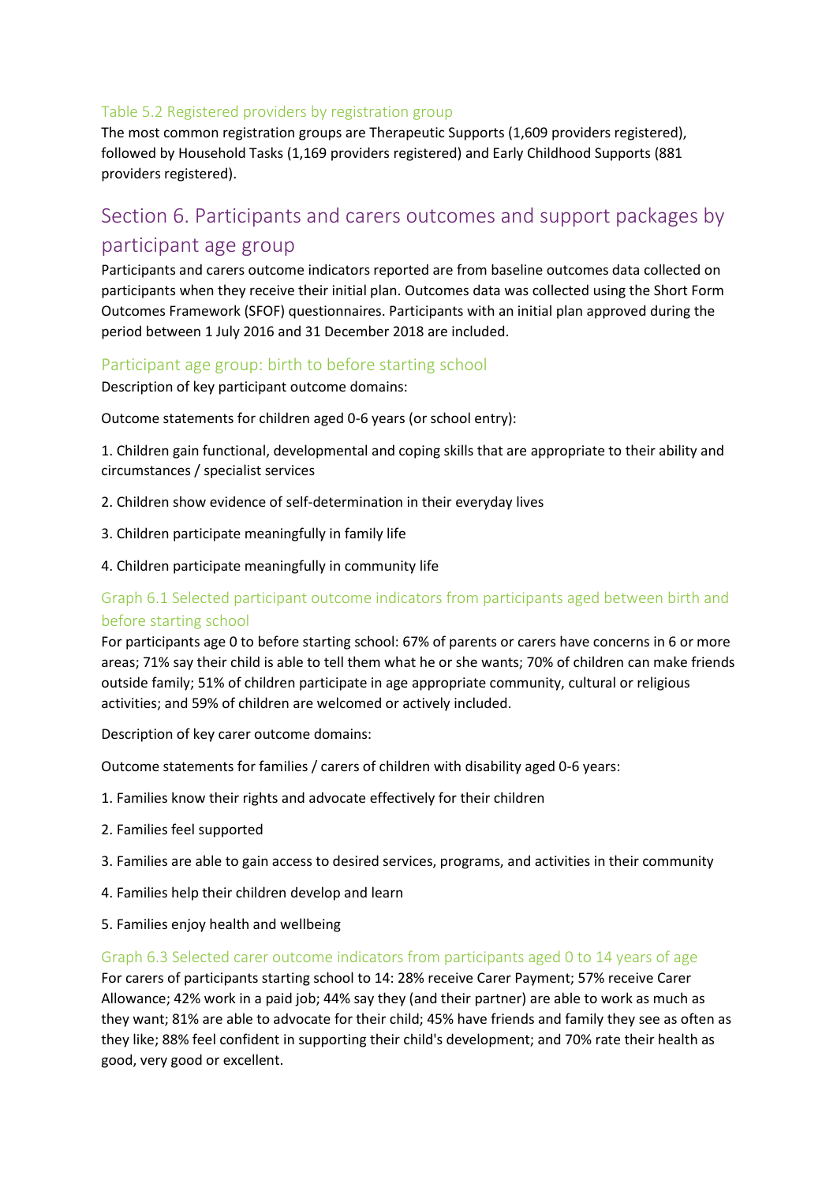### Table 5.2 Registered providers by registration group

The most common registration groups are Therapeutic Supports (1,609 providers registered), followed by Household Tasks (1,169 providers registered) and Early Childhood Supports (881 providers registered).

## Section 6. Participants and carers outcomes and support packages by participant age group

Participants and carers outcome indicators reported are from baseline outcomes data collected on participants when they receive their initial plan. Outcomes data was collected using the Short Form Outcomes Framework (SFOF) questionnaires. Participants with an initial plan approved during the period between 1 July 2016 and 31 December 2018 are included.

### Participant age group: birth to before starting school

Description of key participant outcome domains:

Outcome statements for children aged 0-6 years (or school entry):

1. Children gain functional, developmental and coping skills that are appropriate to their ability and circumstances / specialist services
2. Children show evidence of self-determination in their everyday lives
3. Children participate meaningfully in family life
4. Children participate meaningfully in community life

### Graph 6.1 Selected participant outcome indicators from participants aged between birth and before starting school

For participants age 0 to before starting school: 67% of parents or carers have concerns in 6 or more areas; 71% say their child is able to tell them what he or she wants; 70% of children can make friends outside family; 51% of children participate in age appropriate community, cultural or religious activities; and 59% of children are welcomed or actively included.

Description of key carer outcome domains:

Outcome statements for families / carers of children with disability aged 0-6 years:

1. Families know their rights and advocate effectively for their children
2. Families feel supported
3. Families are able to gain access to desired services, programs, and activities in their community
4. Families help their children develop and learn
5. Families enjoy health and wellbeing

### Graph 6.3 Selected carer outcome indicators from participants aged 0 to 14 years of age

For carers of participants starting school to 14: 28% receive Carer Payment; 57% receive Carer Allowance; 42% work in a paid job; 44% say they (and their partner) are able to work as much as they want; 81% are able to advocate for their child; 45% have friends and family they see as often as they like; 88% feel confident in supporting their child's development; and 70% rate their health as good, very good or excellent.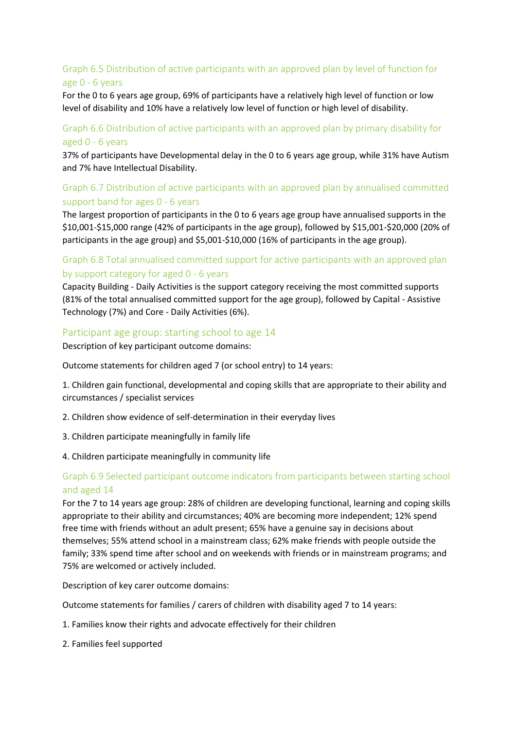### Graph 6.5 Distribution of active participants with an approved plan by level of function for age 0 - 6 years

For the 0 to 6 years age group, 69% of participants have a relatively high level of function or low level of disability and 10% have a relatively low level of function or high level of disability.

### Graph 6.6 Distribution of active participants with an approved plan by primary disability for aged 0 - 6 years

37% of participants have Developmental delay in the 0 to 6 years age group, while 31% have Autism and 7% have Intellectual Disability.

### Graph 6.7 Distribution of active participants with an approved plan by annualised committed support band for ages 0 - 6 years

The largest proportion of participants in the 0 to 6 years age group have annualised supports in the $10,001-$15,000 range (42% of participants in the age group), followed by $15,001-$20,000 (20% of participants in the age group) and $5,001-$10,000 (16% of participants in the age group).

### Graph 6.8 Total annualised committed support for active participants with an approved plan by support category for aged 0 - 6 years

Capacity Building - Daily Activities is the support category receiving the most committed supports (81% of the total annualised committed support for the age group), followed by Capital - Assistive Technology (7%) and Core - Daily Activities (6%).

## Participant age group: starting school to age 14

Description of key participant outcome domains:

Outcome statements for children aged 7 (or school entry) to 14 years:

1. Children gain functional, developmental and coping skills that are appropriate to their ability and circumstances / specialist services
2. Children show evidence of self-determination in their everyday lives
3. Children participate meaningfully in family life
4. Children participate meaningfully in community life

### Graph 6.9 Selected participant outcome indicators from participants between starting school and aged 14

For the 7 to 14 years age group: 28% of children are developing functional, learning and coping skills appropriate to their ability and circumstances; 40% are becoming more independent; 12% spend free time with friends without an adult present; 65% have a genuine say in decisions about themselves; 55% attend school in a mainstream class; 62% make friends with people outside the family; 33% spend time after school and on weekends with friends or in mainstream programs; and 75% are welcomed or actively included.

Description of key carer outcome domains:

Outcome statements for families / carers of children with disability aged 7 to 14 years:

1. Families know their rights and advocate effectively for their children
2. Families feel supported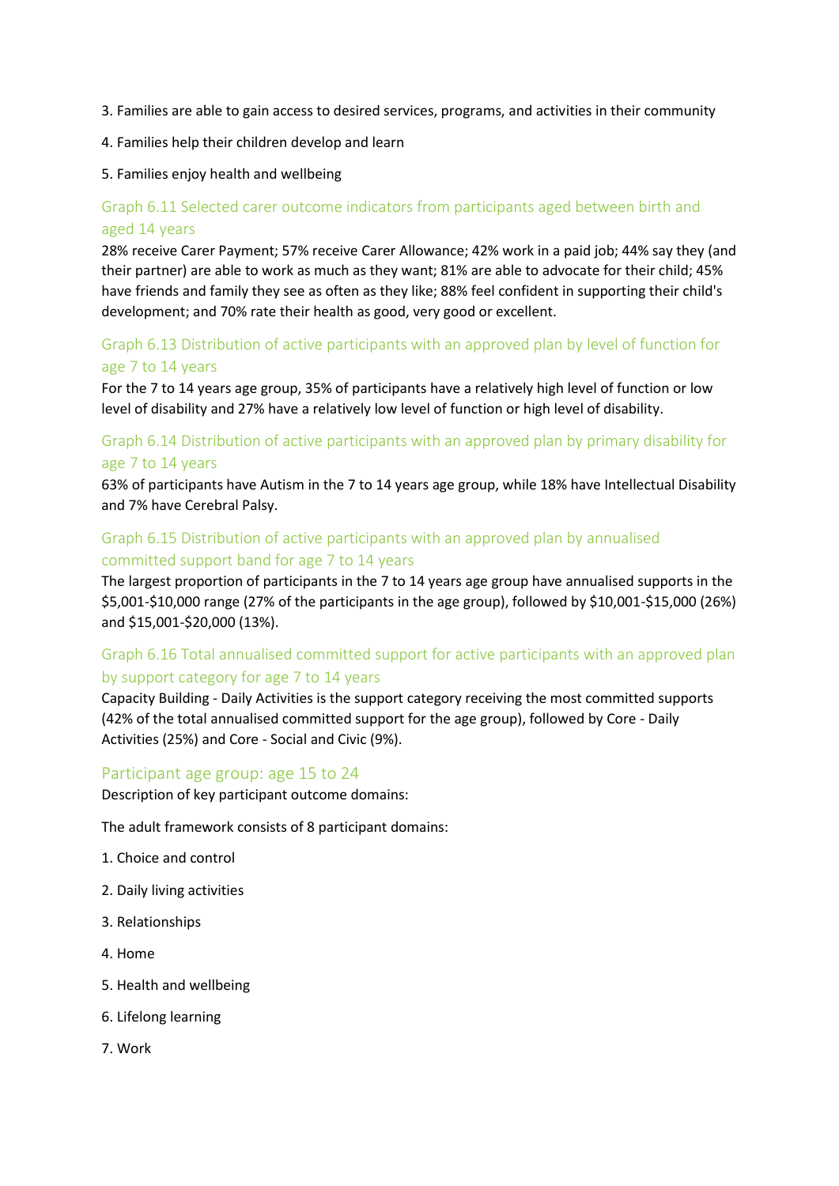3. Families are able to gain access to desired services, programs, and activities in their community

4. Families help their children develop and learn

5. Families enjoy health and wellbeing

### Graph 6.11 Selected carer outcome indicators from participants aged between birth and aged 14 years

28% receive Carer Payment; 57% receive Carer Allowance; 42% work in a paid job; 44% say they (and their partner) are able to work as much as they want; 81% are able to advocate for their child; 45% have friends and family they see as often as they like; 88% feel confident in supporting their child's development; and 70% rate their health as good, very good or excellent.

### Graph 6.13 Distribution of active participants with an approved plan by level of function for age 7 to 14 years

For the 7 to 14 years age group, 35% of participants have a relatively high level of function or low level of disability and 27% have a relatively low level of function or high level of disability.

### Graph 6.14 Distribution of active participants with an approved plan by primary disability for age 7 to 14 years

63% of participants have Autism in the 7 to 14 years age group, while 18% have Intellectual Disability and 7% have Cerebral Palsy.

### Graph 6.15 Distribution of active participants with an approved plan by annualised committed support band for age 7 to 14 years

The largest proportion of participants in the 7 to 14 years age group have annualised supports in the $5,001-$10,000 range (27% of the participants in the age group), followed by $10,001-$15,000 (26%) and $15,001-$20,000 (13%).

### Graph 6.16 Total annualised committed support for active participants with an approved plan by support category for age 7 to 14 years

Capacity Building - Daily Activities is the support category receiving the most committed supports (42% of the total annualised committed support for the age group), followed by Core - Daily Activities (25%) and Core - Social and Civic (9%).

## Participant age group: age 15 to 24

Description of key participant outcome domains:

The adult framework consists of 8 participant domains:

1. Choice and control

2. Daily living activities

3. Relationships

4. Home

5. Health and wellbeing

6. Lifelong learning

7. Work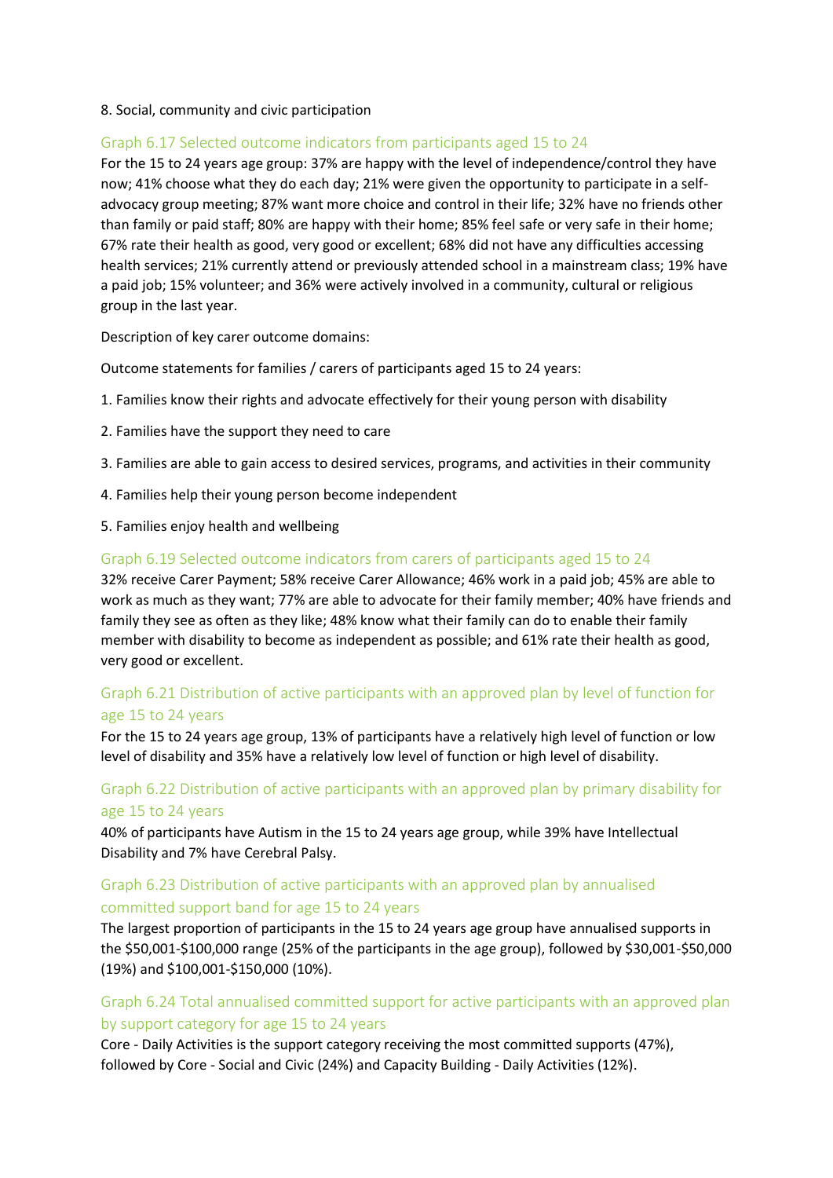8. Social, community and civic participation

### Graph 6.17 Selected outcome indicators from participants aged 15 to 24

For the 15 to 24 years age group: 37% are happy with the level of independence/control they have now; 41% choose what they do each day; 21% were given the opportunity to participate in a self-advocacy group meeting; 87% want more choice and control in their life; 32% have no friends other than family or paid staff; 80% are happy with their home; 85% feel safe or very safe in their home; 67% rate their health as good, very good or excellent; 68% did not have any difficulties accessing health services; 21% currently attend or previously attended school in a mainstream class; 19% have a paid job; 15% volunteer; and 36% were actively involved in a community, cultural or religious group in the last year.

Description of key carer outcome domains:

Outcome statements for families / carers of participants aged 15 to 24 years:

1. Families know their rights and advocate effectively for their young person with disability
2. Families have the support they need to care
3. Families are able to gain access to desired services, programs, and activities in their community
4. Families help their young person become independent
5. Families enjoy health and wellbeing

### Graph 6.19 Selected outcome indicators from carers of participants aged 15 to 24

32% receive Carer Payment; 58% receive Carer Allowance; 46% work in a paid job; 45% are able to work as much as they want; 77% are able to advocate for their family member; 40% have friends and family they see as often as they like; 48% know what their family can do to enable their family member with disability to become as independent as possible; and 61% rate their health as good, very good or excellent.

### Graph 6.21 Distribution of active participants with an approved plan by level of function for age 15 to 24 years

For the 15 to 24 years age group, 13% of participants have a relatively high level of function or low level of disability and 35% have a relatively low level of function or high level of disability.

### Graph 6.22 Distribution of active participants with an approved plan by primary disability for age 15 to 24 years

40% of participants have Autism in the 15 to 24 years age group, while 39% have Intellectual Disability and 7% have Cerebral Palsy.

### Graph 6.23 Distribution of active participants with an approved plan by annualised committed support band for age 15 to 24 years

The largest proportion of participants in the 15 to 24 years age group have annualised supports in the $50,001-$100,000 range (25% of the participants in the age group), followed by $30,001-$50,000 (19%) and $100,001-$150,000 (10%).

### Graph 6.24 Total annualised committed support for active participants with an approved plan by support category for age 15 to 24 years

Core - Daily Activities is the support category receiving the most committed supports (47%), followed by Core - Social and Civic (24%) and Capacity Building - Daily Activities (12%).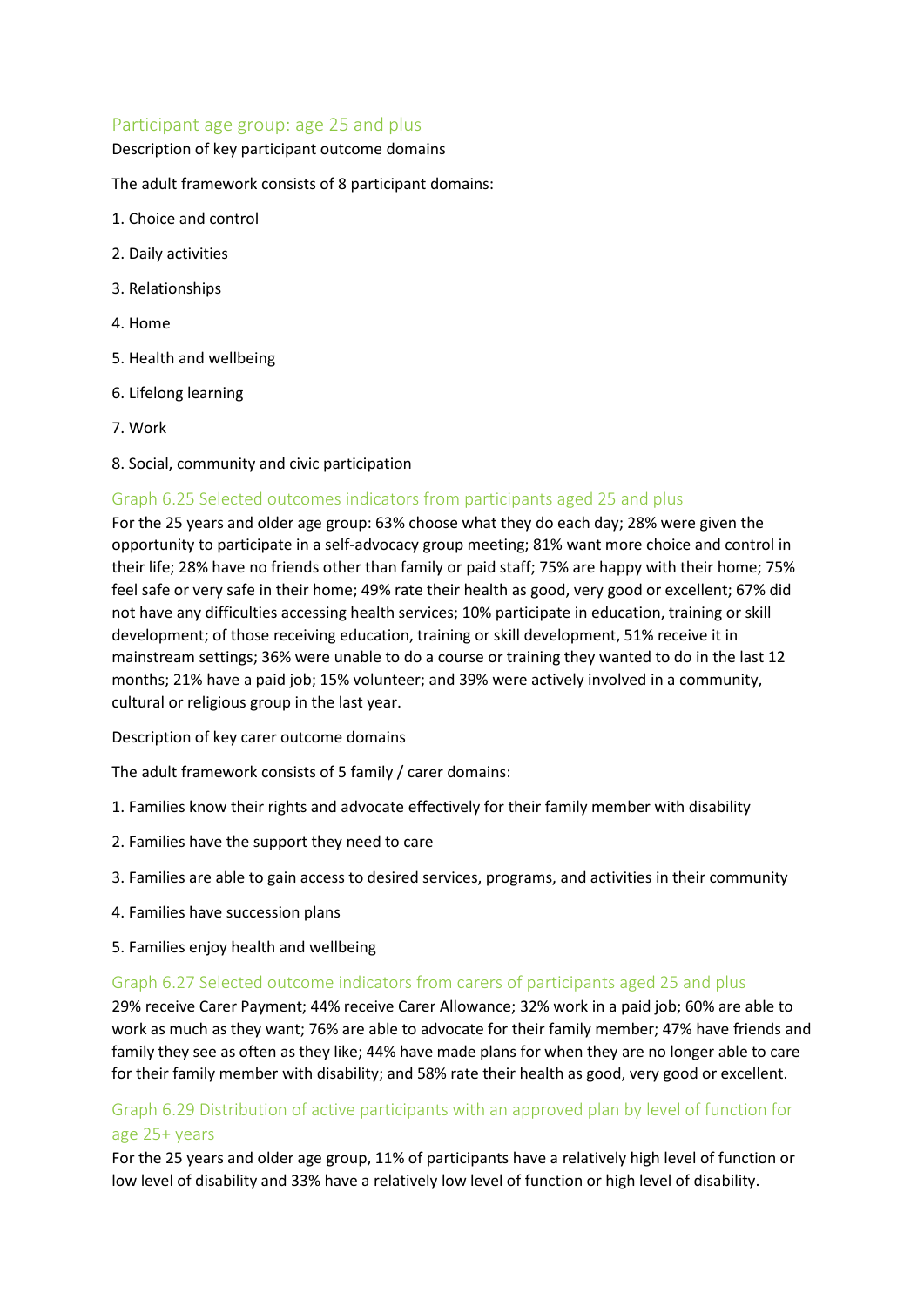## Participant age group: age 25 and plus

Description of key participant outcome domains

The adult framework consists of 8 participant domains:

1. Choice and control
2. Daily activities
3. Relationships
4. Home
5. Health and wellbeing
6. Lifelong learning
7. Work
8. Social, community and civic participation

### Graph 6.25 Selected outcomes indicators from participants aged 25 and plus

For the 25 years and older age group: 63% choose what they do each day; 28% were given the opportunity to participate in a self-advocacy group meeting; 81% want more choice and control in their life; 28% have no friends other than family or paid staff; 75% are happy with their home; 75% feel safe or very safe in their home; 49% rate their health as good, very good or excellent; 67% did not have any difficulties accessing health services; 10% participate in education, training or skill development; of those receiving education, training or skill development, 51% receive it in mainstream settings; 36% were unable to do a course or training they wanted to do in the last 12 months; 21% have a paid job; 15% volunteer; and 39% were actively involved in a community, cultural or religious group in the last year.

Description of key carer outcome domains

The adult framework consists of 5 family / carer domains:

1. Families know their rights and advocate effectively for their family member with disability
2. Families have the support they need to care
3. Families are able to gain access to desired services, programs, and activities in their community
4. Families have succession plans
5. Families enjoy health and wellbeing

### Graph 6.27 Selected outcome indicators from carers of participants aged 25 and plus

29% receive Carer Payment; 44% receive Carer Allowance; 32% work in a paid job; 60% are able to work as much as they want; 76% are able to advocate for their family member; 47% have friends and family they see as often as they like; 44% have made plans for when they are no longer able to care for their family member with disability; and 58% rate their health as good, very good or excellent.

### Graph 6.29 Distribution of active participants with an approved plan by level of function for age 25+ years

For the 25 years and older age group, 11% of participants have a relatively high level of function or low level of disability and 33% have a relatively low level of function or high level of disability.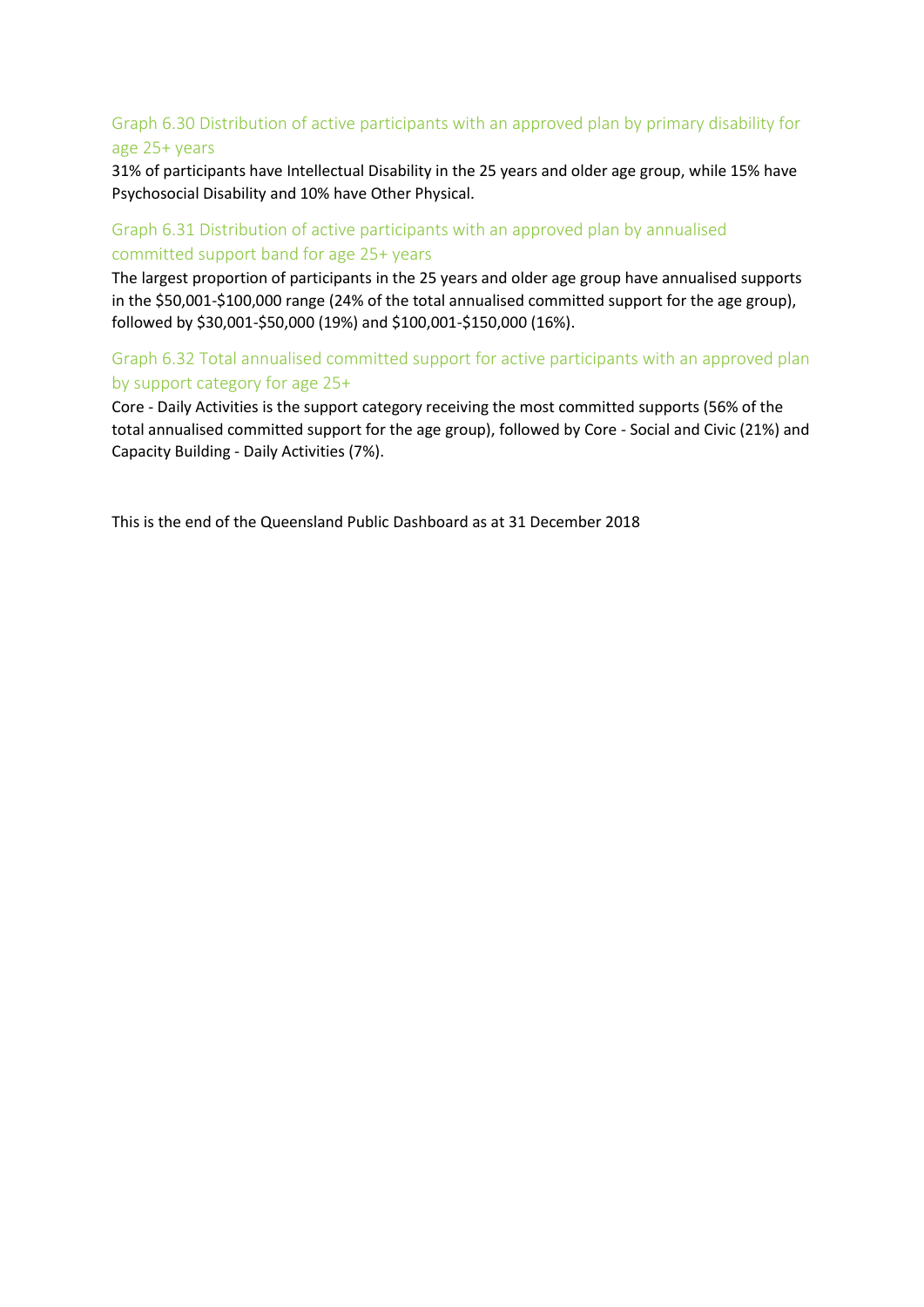### Graph 6.30 Distribution of active participants with an approved plan by primary disability for age 25+ years

31% of participants have Intellectual Disability in the 25 years and older age group, while 15% have Psychosocial Disability and 10% have Other Physical.

### Graph 6.31 Distribution of active participants with an approved plan by annualised committed support band for age 25+ years

The largest proportion of participants in the 25 years and older age group have annualised supports in the $50,001-$100,000 range (24% of the total annualised committed support for the age group), followed by $30,001-$50,000 (19%) and $100,001-$150,000 (16%).

### Graph 6.32 Total annualised committed support for active participants with an approved plan by support category for age 25+

Core - Daily Activities is the support category receiving the most committed supports (56% of the total annualised committed support for the age group), followed by Core - Social and Civic (21%) and Capacity Building - Daily Activities (7%).

This is the end of the Queensland Public Dashboard as at 31 December 2018